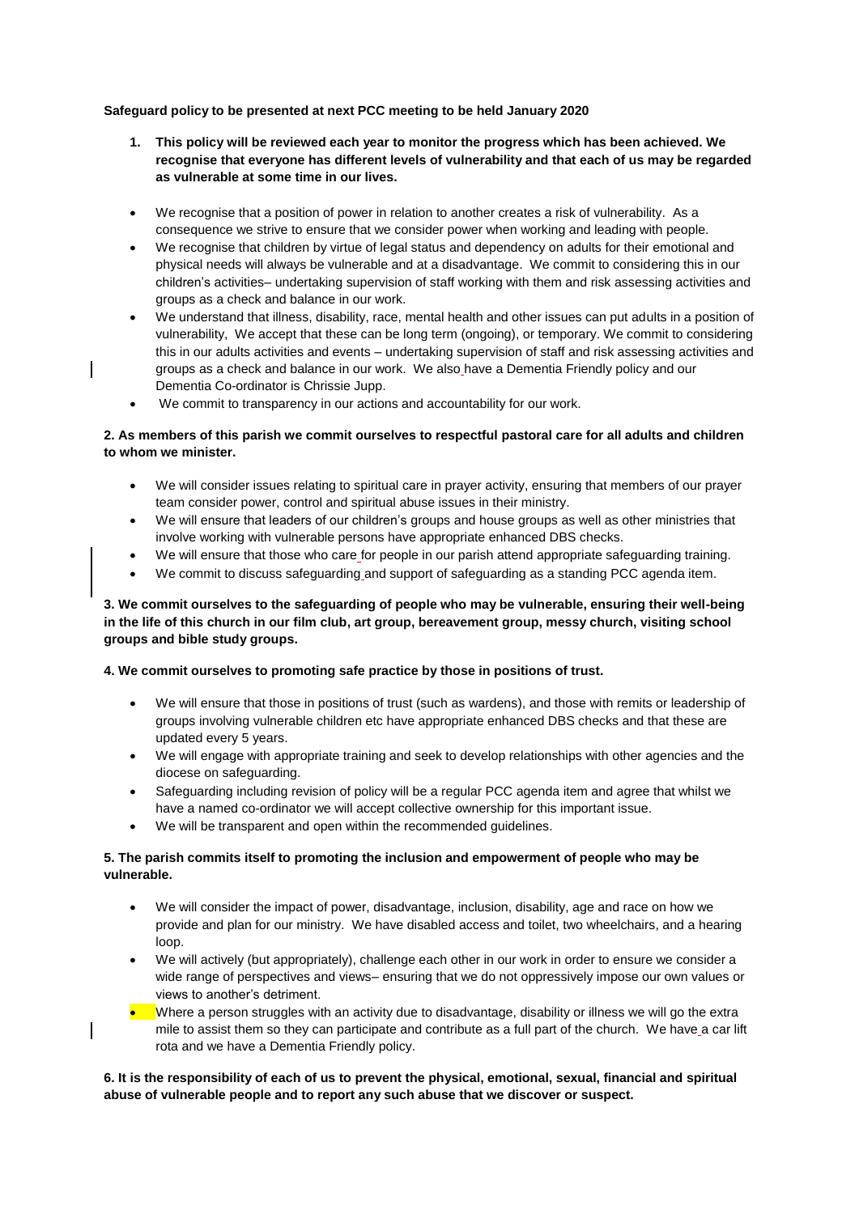**Safeguard policy to be presented at next PCC meeting to be held January 2020**

1. **This policy will be reviewed each year to monitor the progress which has been achieved. We recognise that everyone has different levels of vulnerability and that each of us may be regarded as vulnerable at some time in our lives.**

- We recognise that a position of power in relation to another creates a risk of vulnerability. As a consequence we strive to ensure that we consider power when working and leading with people.
- We recognise that children by virtue of legal status and dependency on adults for their emotional and physical needs will always be vulnerable and at a disadvantage. We commit to considering this in our children's activities– undertaking supervision of staff working with them and risk assessing activities and groups as a check and balance in our work.
- We understand that illness, disability, race, mental health and other issues can put adults in a position of vulnerability, We accept that these can be long term (ongoing), or temporary. We commit to considering this in our adults activities and events – undertaking supervision of staff and risk assessing activities and groups as a check and balance in our work. We also have a Dementia Friendly policy and our Dementia Co-ordinator is Chrissie Jupp.
- We commit to transparency in our actions and accountability for our work.

**2. As members of this parish we commit ourselves to respectful pastoral care for all adults and children to whom we minister.**

- We will consider issues relating to spiritual care in prayer activity, ensuring that members of our prayer team consider power, control and spiritual abuse issues in their ministry.
- We will ensure that leaders of our children's groups and house groups as well as other ministries that involve working with vulnerable persons have appropriate enhanced DBS checks.
- We will ensure that those who care for people in our parish attend appropriate safeguarding training.
- We commit to discuss safeguarding and support of safeguarding as a standing PCC agenda item.

**3. We commit ourselves to the safeguarding of people who may be vulnerable, ensuring their well-being in the life of this church in our film club, art group, bereavement group, messy church, visiting school groups and bible study groups.**

**4. We commit ourselves to promoting safe practice by those in positions of trust.**

- We will ensure that those in positions of trust (such as wardens), and those with remits or leadership of groups involving vulnerable children etc have appropriate enhanced DBS checks and that these are updated every 5 years.
- We will engage with appropriate training and seek to develop relationships with other agencies and the diocese on safeguarding.
- Safeguarding including revision of policy will be a regular PCC agenda item and agree that whilst we have a named co-ordinator we will accept collective ownership for this important issue.
- We will be transparent and open within the recommended guidelines.

**5. The parish commits itself to promoting the inclusion and empowerment of people who may be vulnerable.**

- We will consider the impact of power, disadvantage, inclusion, disability, age and race on how we provide and plan for our ministry. We have disabled access and toilet, two wheelchairs, and a hearing loop.
- We will actively (but appropriately), challenge each other in our work in order to ensure we consider a wide range of perspectives and views– ensuring that we do not oppressively impose our own values or views to another's detriment.
- Where a person struggles with an activity due to disadvantage, disability or illness we will go the extra mile to assist them so they can participate and contribute as a full part of the church. We have a car lift rota and we have a Dementia Friendly policy.

**6. It is the responsibility of each of us to prevent the physical, emotional, sexual, financial and spiritual abuse of vulnerable people and to report any such abuse that we discover or suspect.**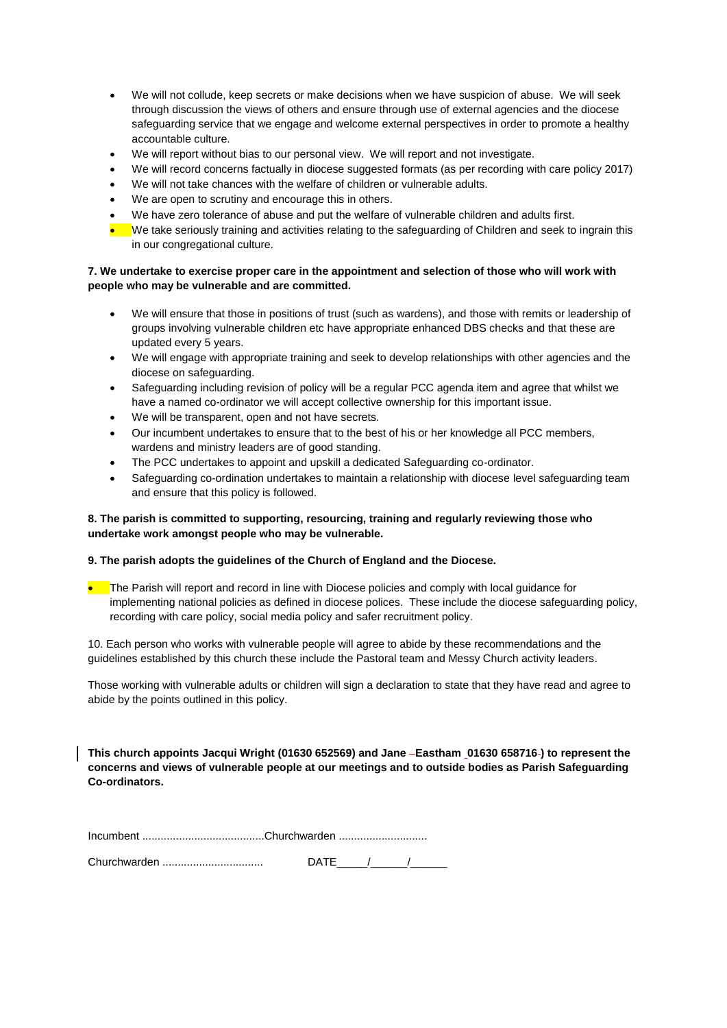- We will not collude, keep secrets or make decisions when we have suspicion of abuse. We will seek through discussion the views of others and ensure through use of external agencies and the diocese safeguarding service that we engage and welcome external perspectives in order to promote a healthy accountable culture.
- We will report without bias to our personal view. We will report and not investigate.
- We will record concerns factually in diocese suggested formats (as per recording with care policy 2017)
- We will not take chances with the welfare of children or vulnerable adults.
- We are open to scrutiny and encourage this in others.
- We have zero tolerance of abuse and put the welfare of vulnerable children and adults first.
- We take seriously training and activities relating to the safeguarding of Children and seek to ingrain this in our congregational culture.

**7. We undertake to exercise proper care in the appointment and selection of those who will work with people who may be vulnerable and are committed.**

- We will ensure that those in positions of trust (such as wardens), and those with remits or leadership of groups involving vulnerable children etc have appropriate enhanced DBS checks and that these are updated every 5 years.
- We will engage with appropriate training and seek to develop relationships with other agencies and the diocese on safeguarding.
- Safeguarding including revision of policy will be a regular PCC agenda item and agree that whilst we have a named co-ordinator we will accept collective ownership for this important issue.
- We will be transparent, open and not have secrets.
- Our incumbent undertakes to ensure that to the best of his or her knowledge all PCC members, wardens and ministry leaders are of good standing.
- The PCC undertakes to appoint and upskill a dedicated Safeguarding co-ordinator.
- Safeguarding co-ordination undertakes to maintain a relationship with diocese level safeguarding team and ensure that this policy is followed.

**8. The parish is committed to supporting, resourcing, training and regularly reviewing those who undertake work amongst people who may be vulnerable.**

**9. The parish adopts the guidelines of the Church of England and the Diocese.**

- The Parish will report and record in line with Diocese policies and comply with local guidance for implementing national policies as defined in diocese polices. These include the diocese safeguarding policy, recording with care policy, social media policy and safer recruitment policy.

10. Each person who works with vulnerable people will agree to abide by these recommendations and the guidelines established by this church these include the Pastoral team and Messy Church activity leaders.

Those working with vulnerable adults or children will sign a declaration to state that they have read and agree to abide by the points outlined in this policy.

**This church appoints Jacqui Wright (01630 652569) and Jane Eastham 01630 658716) to represent the concerns and views of vulnerable people at our meetings and to outside bodies as Parish Safeguarding Co-ordinators.**

Incumbent ........................................Churchwarden .............................

Churchwarden .................................     DATE_____/______/______